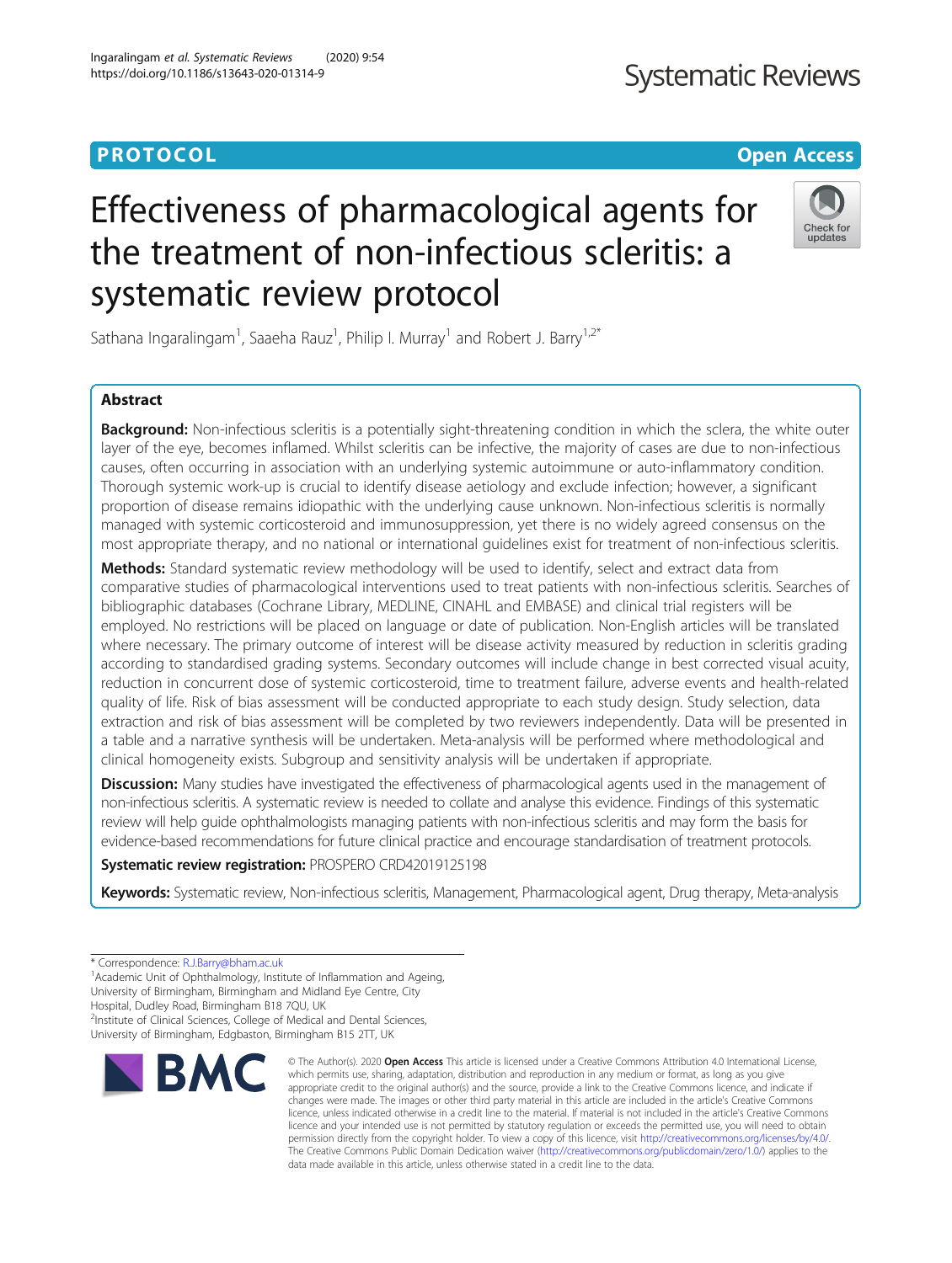PROTOCOL

Open Access

# Effectiveness of pharmacological agents for the treatment of non-infectious scleritis: a systematic review protocol

Sathana Ingaralingam[1], Saaeha Rauz[1], Philip I. Murray[1] and Robert J. Barry[1,2*]

## Abstract

**Background:** Non-infectious scleritis is a potentially sight-threatening condition in which the sclera, the white outer layer of the eye, becomes inflamed. Whilst scleritis can be infective, the majority of cases are due to non-infectious causes, often occurring in association with an underlying systemic autoimmune or auto-inflammatory condition. Thorough systemic work-up is crucial to identify disease aetiology and exclude infection; however, a significant proportion of disease remains idiopathic with the underlying cause unknown. Non-infectious scleritis is normally managed with systemic corticosteroid and immunosuppression, yet there is no widely agreed consensus on the most appropriate therapy, and no national or international guidelines exist for treatment of non-infectious scleritis.

**Methods:** Standard systematic review methodology will be used to identify, select and extract data from comparative studies of pharmacological interventions used to treat patients with non-infectious scleritis. Searches of bibliographic databases (Cochrane Library, MEDLINE, CINAHL and EMBASE) and clinical trial registers will be employed. No restrictions will be placed on language or date of publication. Non-English articles will be translated where necessary. The primary outcome of interest will be disease activity measured by reduction in scleritis grading according to standardised grading systems. Secondary outcomes will include change in best corrected visual acuity, reduction in concurrent dose of systemic corticosteroid, time to treatment failure, adverse events and health-related quality of life. Risk of bias assessment will be conducted appropriate to each study design. Study selection, data extraction and risk of bias assessment will be completed by two reviewers independently. Data will be presented in a table and a narrative synthesis will be undertaken. Meta-analysis will be performed where methodological and clinical homogeneity exists. Subgroup and sensitivity analysis will be undertaken if appropriate.

**Discussion:** Many studies have investigated the effectiveness of pharmacological agents used in the management of non-infectious scleritis. A systematic review is needed to collate and analyse this evidence. Findings of this systematic review will help guide ophthalmologists managing patients with non-infectious scleritis and may form the basis for evidence-based recommendations for future clinical practice and encourage standardisation of treatment protocols.

**Systematic review registration:** PROSPERO CRD42019125198

**Keywords:** Systematic review, Non-infectious scleritis, Management, Pharmacological agent, Drug therapy, Meta-analysis

\* Correspondence: R.J.Barry@bham.ac.uk

[1]Academic Unit of Ophthalmology, Institute of Inflammation and Ageing, University of Birmingham, Birmingham and Midland Eye Centre, City Hospital, Dudley Road, Birmingham B18 7QU, UK

[2]Institute of Clinical Sciences, College of Medical and Dental Sciences, University of Birmingham, Edgbaston, Birmingham B15 2TT, UK

© The Author(s). 2020 **Open Access** This article is licensed under a Creative Commons Attribution 4.0 International License, which permits use, sharing, adaptation, distribution and reproduction in any medium or format, as long as you give appropriate credit to the original author(s) and the source, provide a link to the Creative Commons licence, and indicate if changes were made. The images or other third party material in this article are included in the article's Creative Commons licence, unless indicated otherwise in a credit line to the material. If material is not included in the article's Creative Commons licence and your intended use is not permitted by statutory regulation or exceeds the permitted use, you will need to obtain permission directly from the copyright holder. To view a copy of this licence, visit http://creativecommons.org/licenses/by/4.0/. The Creative Commons Public Domain Dedication waiver (http://creativecommons.org/publicdomain/zero/1.0/) applies to the data made available in this article, unless otherwise stated in a credit line to the data.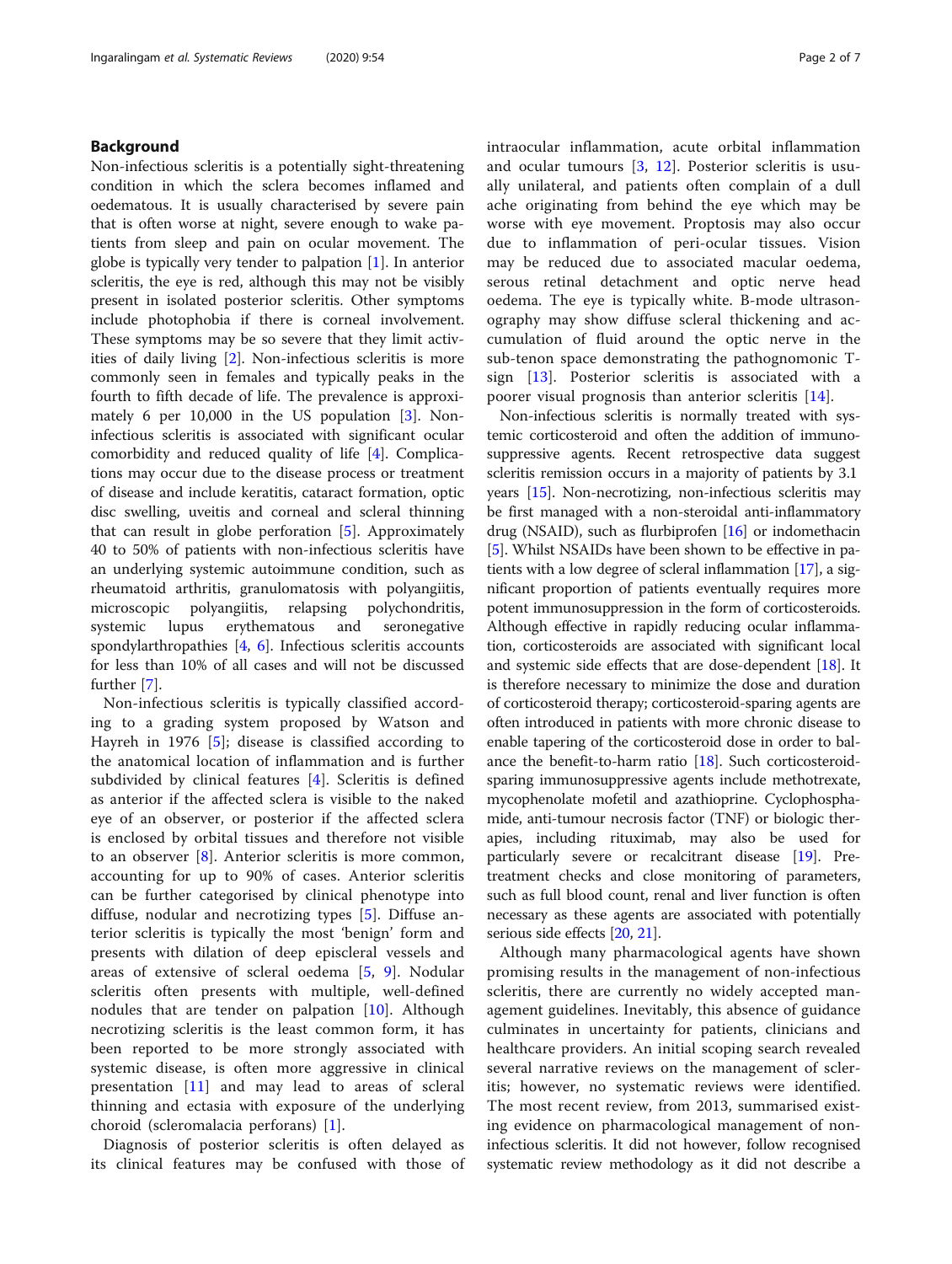## Background

Non-infectious scleritis is a potentially sight-threatening condition in which the sclera becomes inflamed and oedematous. It is usually characterised by severe pain that is often worse at night, severe enough to wake patients from sleep and pain on ocular movement. The globe is typically very tender to palpation [1]. In anterior scleritis, the eye is red, although this may not be visibly present in isolated posterior scleritis. Other symptoms include photophobia if there is corneal involvement. These symptoms may be so severe that they limit activities of daily living [2]. Non-infectious scleritis is more commonly seen in females and typically peaks in the fourth to fifth decade of life. The prevalence is approximately 6 per 10,000 in the US population [3]. Non-infectious scleritis is associated with significant ocular comorbidity and reduced quality of life [4]. Complications may occur due to the disease process or treatment of disease and include keratitis, cataract formation, optic disc swelling, uveitis and corneal and scleral thinning that can result in globe perforation [5]. Approximately 40 to 50% of patients with non-infectious scleritis have an underlying systemic autoimmune condition, such as rheumatoid arthritis, granulomatosis with polyangiitis, microscopic polyangiitis, relapsing polychondritis, systemic lupus erythematous and seronegative spondylarthropathies [4, 6]. Infectious scleritis accounts for less than 10% of all cases and will not be discussed further [7].

Non-infectious scleritis is typically classified according to a grading system proposed by Watson and Hayreh in 1976 [5]; disease is classified according to the anatomical location of inflammation and is further subdivided by clinical features [4]. Scleritis is defined as anterior if the affected sclera is visible to the naked eye of an observer, or posterior if the affected sclera is enclosed by orbital tissues and therefore not visible to an observer [8]. Anterior scleritis is more common, accounting for up to 90% of cases. Anterior scleritis can be further categorised by clinical phenotype into diffuse, nodular and necrotizing types [5]. Diffuse anterior scleritis is typically the most 'benign' form and presents with dilation of deep episcleral vessels and areas of extensive of scleral oedema [5, 9]. Nodular scleritis often presents with multiple, well-defined nodules that are tender on palpation [10]. Although necrotizing scleritis is the least common form, it has been reported to be more strongly associated with systemic disease, is often more aggressive in clinical presentation [11] and may lead to areas of scleral thinning and ectasia with exposure of the underlying choroid (scleromalacia perforans) [1].

Diagnosis of posterior scleritis is often delayed as its clinical features may be confused with those of intraocular inflammation, acute orbital inflammation and ocular tumours [3, 12]. Posterior scleritis is usually unilateral, and patients often complain of a dull ache originating from behind the eye which may be worse with eye movement. Proptosis may also occur due to inflammation of peri-ocular tissues. Vision may be reduced due to associated macular oedema, serous retinal detachment and optic nerve head oedema. The eye is typically white. B-mode ultrasonography may show diffuse scleral thickening and accumulation of fluid around the optic nerve in the sub-tenon space demonstrating the pathognomonic T-sign [13]. Posterior scleritis is associated with a poorer visual prognosis than anterior scleritis [14].

Non-infectious scleritis is normally treated with systemic corticosteroid and often the addition of immunosuppressive agents. Recent retrospective data suggest scleritis remission occurs in a majority of patients by 3.1 years [15]. Non-necrotizing, non-infectious scleritis may be first managed with a non-steroidal anti-inflammatory drug (NSAID), such as flurbiprofen [16] or indomethacin [5]. Whilst NSAIDs have been shown to be effective in patients with a low degree of scleral inflammation [17], a significant proportion of patients eventually requires more potent immunosuppression in the form of corticosteroids. Although effective in rapidly reducing ocular inflammation, corticosteroids are associated with significant local and systemic side effects that are dose-dependent [18]. It is therefore necessary to minimize the dose and duration of corticosteroid therapy; corticosteroid-sparing agents are often introduced in patients with more chronic disease to enable tapering of the corticosteroid dose in order to balance the benefit-to-harm ratio [18]. Such corticosteroid-sparing immunosuppressive agents include methotrexate, mycophenolate mofetil and azathioprine. Cyclophosphamide, anti-tumour necrosis factor (TNF) or biologic therapies, including rituximab, may also be used for particularly severe or recalcitrant disease [19]. Pre-treatment checks and close monitoring of parameters, such as full blood count, renal and liver function is often necessary as these agents are associated with potentially serious side effects [20, 21].

Although many pharmacological agents have shown promising results in the management of non-infectious scleritis, there are currently no widely accepted management guidelines. Inevitably, this absence of guidance culminates in uncertainty for patients, clinicians and healthcare providers. An initial scoping search revealed several narrative reviews on the management of scleritis; however, no systematic reviews were identified. The most recent review, from 2013, summarised existing evidence on pharmacological management of non-infectious scleritis. It did not however, follow recognised systematic review methodology as it did not describe a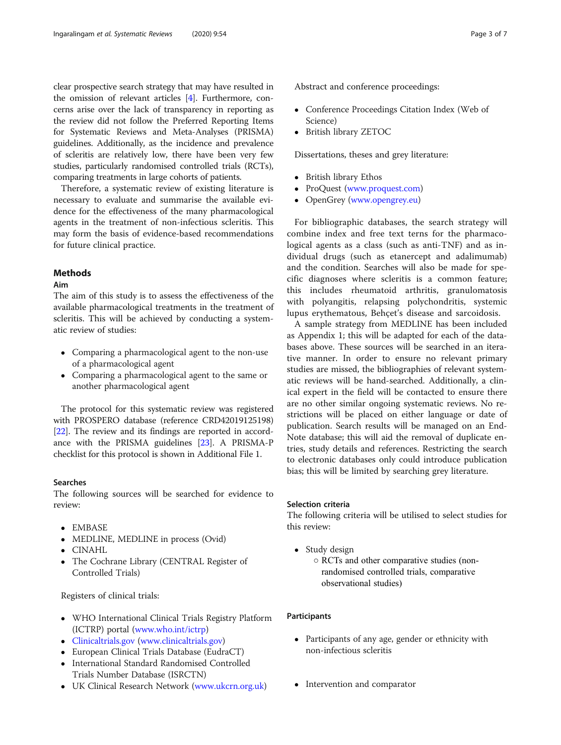clear prospective search strategy that may have resulted in the omission of relevant articles [4]. Furthermore, concerns arise over the lack of transparency in reporting as the review did not follow the Preferred Reporting Items for Systematic Reviews and Meta-Analyses (PRISMA) guidelines. Additionally, as the incidence and prevalence of scleritis are relatively low, there have been very few studies, particularly randomised controlled trials (RCTs), comparing treatments in large cohorts of patients.

Therefore, a systematic review of existing literature is necessary to evaluate and summarise the available evidence for the effectiveness of the many pharmacological agents in the treatment of non-infectious scleritis. This may form the basis of evidence-based recommendations for future clinical practice.

## Methods

### Aim

The aim of this study is to assess the effectiveness of the available pharmacological treatments in the treatment of scleritis. This will be achieved by conducting a systematic review of studies:

- Comparing a pharmacological agent to the non-use of a pharmacological agent
- Comparing a pharmacological agent to the same or another pharmacological agent

The protocol for this systematic review was registered with PROSPERO database (reference CRD42019125198) [22]. The review and its findings are reported in accordance with the PRISMA guidelines [23]. A PRISMA-P checklist for this protocol is shown in Additional File 1.

### Searches

The following sources will be searched for evidence to review:

- EMBASE
- MEDLINE, MEDLINE in process (Ovid)
- CINAHL
- The Cochrane Library (CENTRAL Register of Controlled Trials)

Registers of clinical trials:

- WHO International Clinical Trials Registry Platform (ICTRP) portal (www.who.int/ictrp)
- Clinicaltrials.gov (www.clinicaltrials.gov)
- European Clinical Trials Database (EudraCT)
- International Standard Randomised Controlled Trials Number Database (ISRCTN)
- UK Clinical Research Network (www.ukcrn.org.uk)

Abstract and conference proceedings:

- Conference Proceedings Citation Index (Web of Science)
- British library ZETOC

Dissertations, theses and grey literature:

- British library Ethos
- ProQuest (www.proquest.com)
- OpenGrey (www.opengrey.eu)

For bibliographic databases, the search strategy will combine index and free text terns for the pharmacological agents as a class (such as anti-TNF) and as individual drugs (such as etanercept and adalimumab) and the condition. Searches will also be made for specific diagnoses where scleritis is a common feature; this includes rheumatoid arthritis, granulomatosis with polyangitis, relapsing polychondritis, systemic lupus erythematous, Behçet's disease and sarcoidosis.

A sample strategy from MEDLINE has been included as Appendix 1; this will be adapted for each of the databases above. These sources will be searched in an iterative manner. In order to ensure no relevant primary studies are missed, the bibliographies of relevant systematic reviews will be hand-searched. Additionally, a clinical expert in the field will be contacted to ensure there are no other similar ongoing systematic reviews. No restrictions will be placed on either language or date of publication. Search results will be managed on an EndNote database; this will aid the removal of duplicate entries, study details and references. Restricting the search to electronic databases only could introduce publication bias; this will be limited by searching grey literature.

### Selection criteria

The following criteria will be utilised to select studies for this review:

- Study design
    - RCTs and other comparative studies (non-randomised controlled trials, comparative observational studies)

### Participants

- Participants of any age, gender or ethnicity with non-infectious scleritis

- Intervention and comparator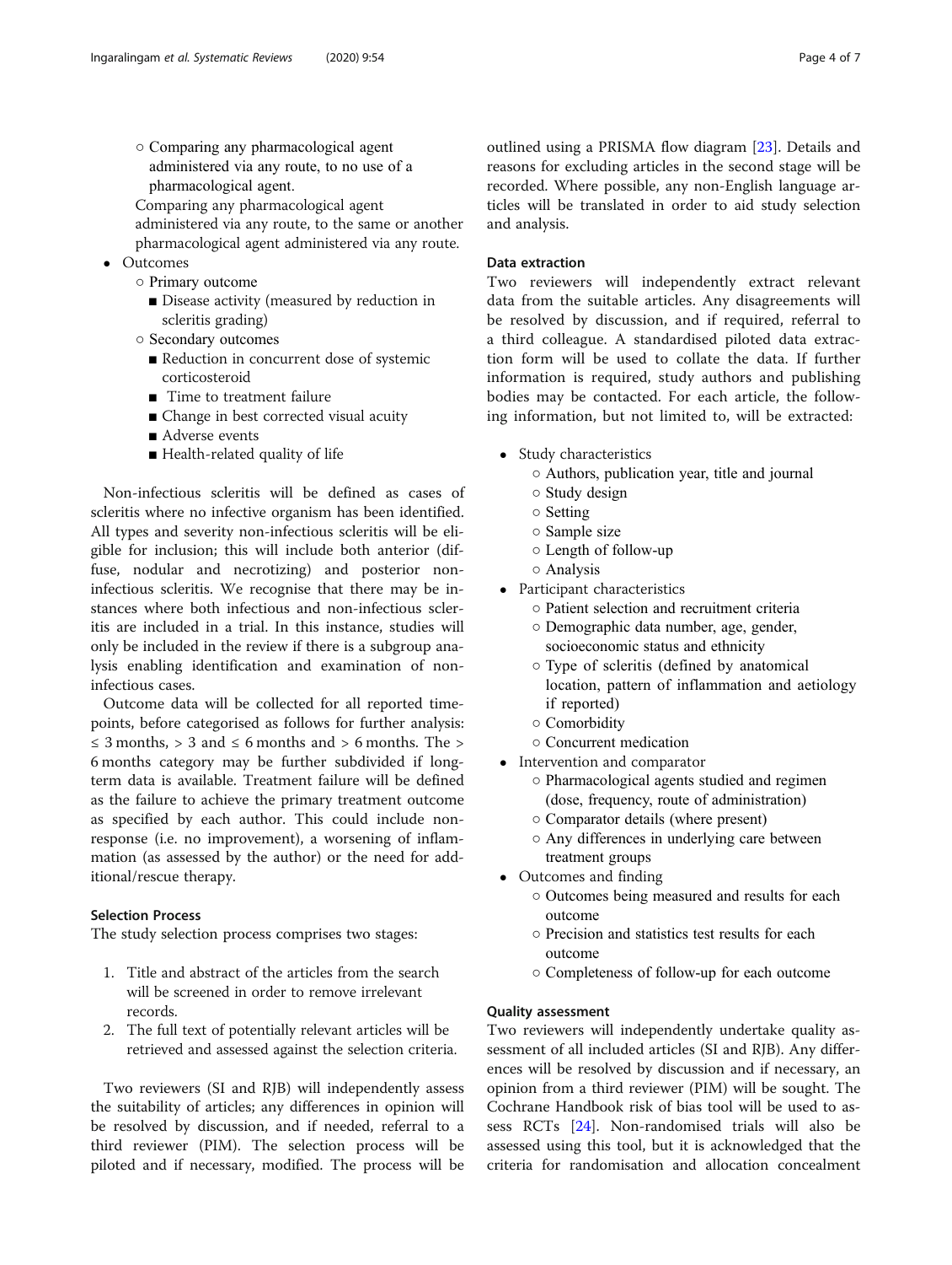- Comparing any pharmacological agent administered via any route, to no use of a pharmacological agent.

    Comparing any pharmacological agent administered via any route, to the same or another pharmacological agent administered via any route.
- Outcomes
  - Primary outcome
    - Disease activity (measured by reduction in scleritis grading)
  - Secondary outcomes
    - Reduction in concurrent dose of systemic corticosteroid
    - Time to treatment failure
    - Change in best corrected visual acuity
    - Adverse events
    - Health-related quality of life

Non-infectious scleritis will be defined as cases of scleritis where no infective organism has been identified. All types and severity non-infectious scleritis will be eligible for inclusion; this will include both anterior (diffuse, nodular and necrotizing) and posterior non-infectious scleritis. We recognise that there may be instances where both infectious and non-infectious scleritis are included in a trial. In this instance, studies will only be included in the review if there is a subgroup analysis enabling identification and examination of non-infectious cases.

Outcome data will be collected for all reported time-points, before categorised as follows for further analysis: ≤ 3 months, > 3 and ≤ 6 months and > 6 months. The > 6 months category may be further subdivided if long-term data is available. Treatment failure will be defined as the failure to achieve the primary treatment outcome as specified by each author. This could include non-response (i.e. no improvement), a worsening of inflammation (as assessed by the author) or the need for additional/rescue therapy.

### Selection Process

The study selection process comprises two stages:

1. Title and abstract of the articles from the search will be screened in order to remove irrelevant records.
2. The full text of potentially relevant articles will be retrieved and assessed against the selection criteria.

Two reviewers (SI and RJB) will independently assess the suitability of articles; any differences in opinion will be resolved by discussion, and if needed, referral to a third reviewer (PIM). The selection process will be piloted and if necessary, modified. The process will be outlined using a PRISMA flow diagram [23]. Details and reasons for excluding articles in the second stage will be recorded. Where possible, any non-English language articles will be translated in order to aid study selection and analysis.

### Data extraction

Two reviewers will independently extract relevant data from the suitable articles. Any disagreements will be resolved by discussion, and if required, referral to a third colleague. A standardised piloted data extraction form will be used to collate the data. If further information is required, study authors and publishing bodies may be contacted. For each article, the following information, but not limited to, will be extracted:

- Study characteristics
  - Authors, publication year, title and journal
  - Study design
  - Setting
  - Sample size
  - Length of follow-up
  - Analysis
- Participant characteristics
  - Patient selection and recruitment criteria
  - Demographic data number, age, gender, socioeconomic status and ethnicity
  - Type of scleritis (defined by anatomical location, pattern of inflammation and aetiology if reported)
  - Comorbidity
  - Concurrent medication
- Intervention and comparator
  - Pharmacological agents studied and regimen (dose, frequency, route of administration)
  - Comparator details (where present)
  - Any differences in underlying care between treatment groups
- Outcomes and finding
  - Outcomes being measured and results for each outcome
  - Precision and statistics test results for each outcome
  - Completeness of follow-up for each outcome

### Quality assessment

Two reviewers will independently undertake quality assessment of all included articles (SI and RJB). Any differences will be resolved by discussion and if necessary, an opinion from a third reviewer (PIM) will be sought. The Cochrane Handbook risk of bias tool will be used to assess RCTs [24]. Non-randomised trials will also be assessed using this tool, but it is acknowledged that the criteria for randomisation and allocation concealment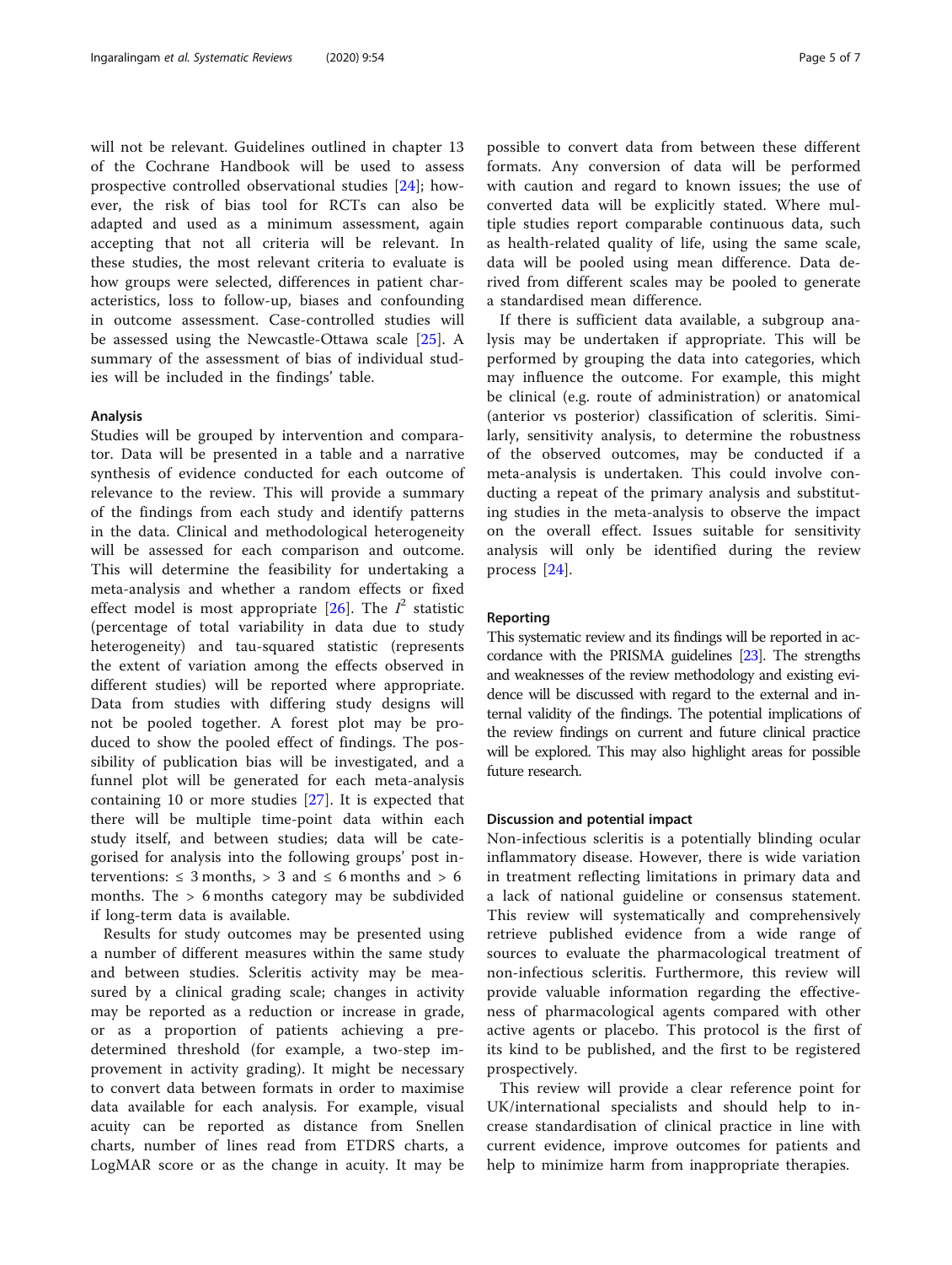will not be relevant. Guidelines outlined in chapter 13 of the Cochrane Handbook will be used to assess prospective controlled observational studies [24]; however, the risk of bias tool for RCTs can also be adapted and used as a minimum assessment, again accepting that not all criteria will be relevant. In these studies, the most relevant criteria to evaluate is how groups were selected, differences in patient characteristics, loss to follow-up, biases and confounding in outcome assessment. Case-controlled studies will be assessed using the Newcastle-Ottawa scale [25]. A summary of the assessment of bias of individual studies will be included in the findings' table.

### Analysis

Studies will be grouped by intervention and comparator. Data will be presented in a table and a narrative synthesis of evidence conducted for each outcome of relevance to the review. This will provide a summary of the findings from each study and identify patterns in the data. Clinical and methodological heterogeneity will be assessed for each comparison and outcome. This will determine the feasibility for undertaking a meta-analysis and whether a random effects or fixed effect model is most appropriate [26]. The $I^2$ statistic (percentage of total variability in data due to study heterogeneity) and tau-squared statistic (represents the extent of variation among the effects observed in different studies) will be reported where appropriate. Data from studies with differing study designs will not be pooled together. A forest plot may be produced to show the pooled effect of findings. The possibility of publication bias will be investigated, and a funnel plot will be generated for each meta-analysis containing 10 or more studies [27]. It is expected that there will be multiple time-point data within each study itself, and between studies; data will be categorised for analysis into the following groups' post interventions: ≤ 3 months, > 3 and ≤ 6 months and > 6 months. The > 6 months category may be subdivided if long-term data is available.

Results for study outcomes may be presented using a number of different measures within the same study and between studies. Scleritis activity may be measured by a clinical grading scale; changes in activity may be reported as a reduction or increase in grade, or as a proportion of patients achieving a predetermined threshold (for example, a two-step improvement in activity grading). It might be necessary to convert data between formats in order to maximise data available for each analysis. For example, visual acuity can be reported as distance from Snellen charts, number of lines read from ETDRS charts, a LogMAR score or as the change in acuity. It may be possible to convert data from between these different formats. Any conversion of data will be performed with caution and regard to known issues; the use of converted data will be explicitly stated. Where multiple studies report comparable continuous data, such as health-related quality of life, using the same scale, data will be pooled using mean difference. Data derived from different scales may be pooled to generate a standardised mean difference.

If there is sufficient data available, a subgroup analysis may be undertaken if appropriate. This will be performed by grouping the data into categories, which may influence the outcome. For example, this might be clinical (e.g. route of administration) or anatomical (anterior vs posterior) classification of scleritis. Similarly, sensitivity analysis, to determine the robustness of the observed outcomes, may be conducted if a meta-analysis is undertaken. This could involve conducting a repeat of the primary analysis and substituting studies in the meta-analysis to observe the impact on the overall effect. Issues suitable for sensitivity analysis will only be identified during the review process [24].

### Reporting

This systematic review and its findings will be reported in accordance with the PRISMA guidelines [23]. The strengths and weaknesses of the review methodology and existing evidence will be discussed with regard to the external and internal validity of the findings. The potential implications of the review findings on current and future clinical practice will be explored. This may also highlight areas for possible future research.

### Discussion and potential impact

Non-infectious scleritis is a potentially blinding ocular inflammatory disease. However, there is wide variation in treatment reflecting limitations in primary data and a lack of national guideline or consensus statement. This review will systematically and comprehensively retrieve published evidence from a wide range of sources to evaluate the pharmacological treatment of non-infectious scleritis. Furthermore, this review will provide valuable information regarding the effectiveness of pharmacological agents compared with other active agents or placebo. This protocol is the first of its kind to be published, and the first to be registered prospectively.

This review will provide a clear reference point for UK/international specialists and should help to increase standardisation of clinical practice in line with current evidence, improve outcomes for patients and help to minimize harm from inappropriate therapies.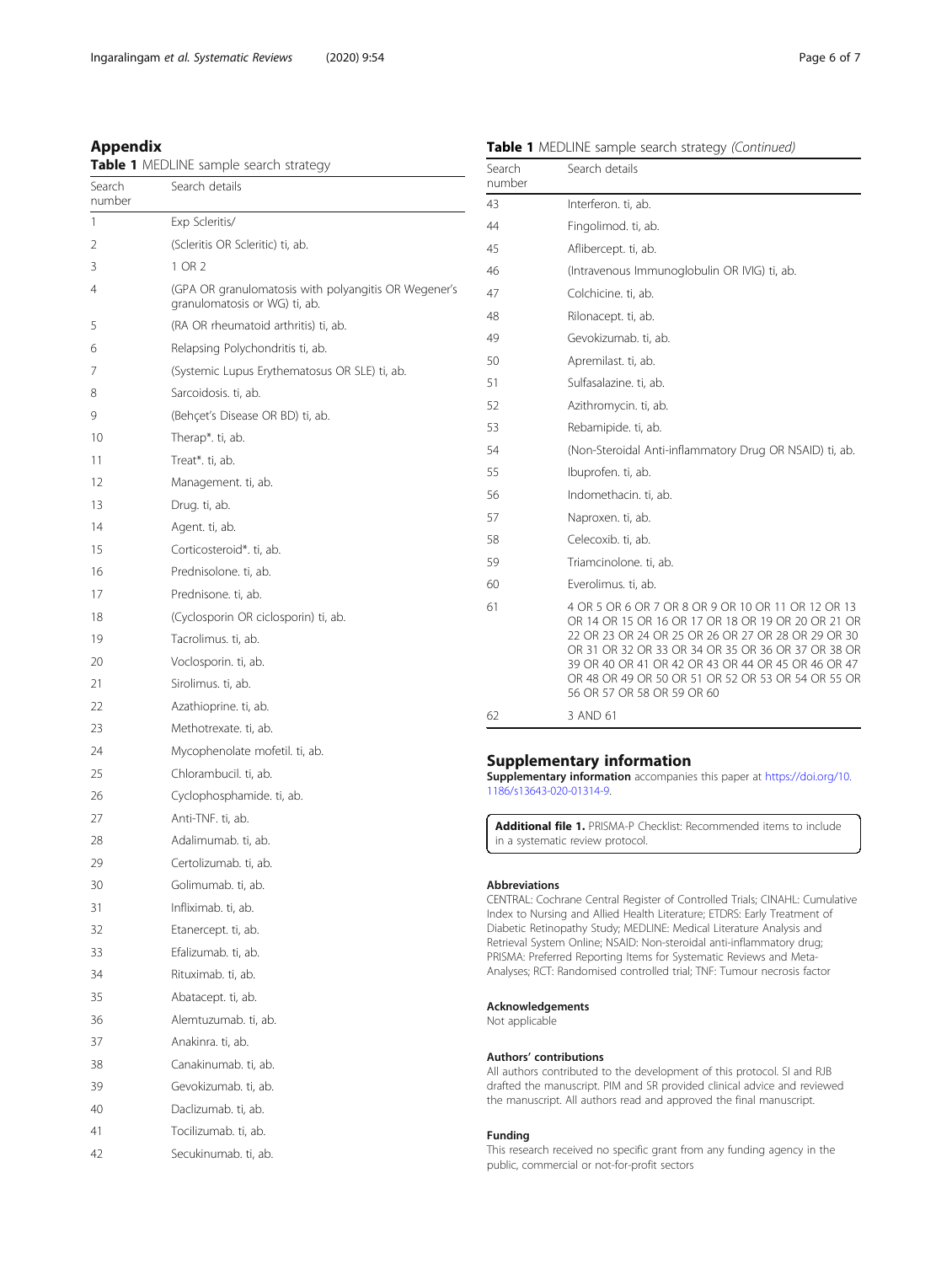## Appendix

**Table 1** MEDLINE sample search strategy

| Search number | Search details |
|---|---|
| 1 | Exp Scleritis/ |
| 2 | (Scleritis OR Scleritic) ti, ab. |
| 3 | 1 OR 2 |
| 4 | (GPA OR granulomatosis with polyangitis OR Wegener's granulomatosis or WG) ti, ab. |
| 5 | (RA OR rheumatoid arthritis) ti, ab. |
| 6 | Relapsing Polychondritis ti, ab. |
| 7 | (Systemic Lupus Erythematosus OR SLE) ti, ab. |
| 8 | Sarcoidosis. ti, ab. |
| 9 | (Behçet's Disease OR BD) ti, ab. |
| 10 | Therap*. ti, ab. |
| 11 | Treat*. ti, ab. |
| 12 | Management. ti, ab. |
| 13 | Drug. ti, ab. |
| 14 | Agent. ti, ab. |
| 15 | Corticosteroid*. ti, ab. |
| 16 | Prednisolone. ti, ab. |
| 17 | Prednisone. ti, ab. |
| 18 | (Cyclosporin OR ciclosporin) ti, ab. |
| 19 | Tacrolimus. ti, ab. |
| 20 | Voclosporin. ti, ab. |
| 21 | Sirolimus. ti, ab. |
| 22 | Azathioprine. ti, ab. |
| 23 | Methotrexate. ti, ab. |
| 24 | Mycophenolate mofetil. ti, ab. |
| 25 | Chlorambucil. ti, ab. |
| 26 | Cyclophosphamide. ti, ab. |
| 27 | Anti-TNF. ti, ab. |
| 28 | Adalimumab. ti, ab. |
| 29 | Certolizumab. ti, ab. |
| 30 | Golimumab. ti, ab. |
| 31 | Infliximab. ti, ab. |
| 32 | Etanercept. ti, ab. |
| 33 | Efalizumab. ti, ab. |
| 34 | Rituximab. ti, ab. |
| 35 | Abatacept. ti, ab. |
| 36 | Alemtuzumab. ti, ab. |
| 37 | Anakinra. ti, ab. |
| 38 | Canakinumab. ti, ab. |
| 39 | Gevokizumab. ti, ab. |
| 40 | Daclizumab. ti, ab. |
| 41 | Tocilizumab. ti, ab. |
| 42 | Secukinumab. ti, ab. |
| 43 | Interferon. ti, ab. |
| 44 | Fingolimod. ti, ab. |
| 45 | Aflibercept. ti, ab. |
| 46 | (Intravenous Immunoglobulin OR IVIG) ti, ab. |
| 47 | Colchicine. ti, ab. |
| 48 | Rilonacept. ti, ab. |
| 49 | Gevokizumab. ti, ab. |
| 50 | Apremilast. ti, ab. |
| 51 | Sulfasalazine. ti, ab. |
| 52 | Azithromycin. ti, ab. |
| 53 | Rebamipide. ti, ab. |
| 54 | (Non-Steroidal Anti-inflammatory Drug OR NSAID) ti, ab. |
| 55 | Ibuprofen. ti, ab. |
| 56 | Indomethacin. ti, ab. |
| 57 | Naproxen. ti, ab. |
| 58 | Celecoxib. ti, ab. |
| 59 | Triamcinolone. ti, ab. |
| 60 | Everolimus. ti, ab. |
| 61 | 4 OR 5 OR 6 OR 7 OR 8 OR 9 OR 10 OR 11 OR 12 OR 13 OR 14 OR 15 OR 16 OR 17 OR 18 OR 19 OR 20 OR 21 OR 22 OR 23 OR 24 OR 25 OR 26 OR 27 OR 28 OR 29 OR 30 OR 31 OR 32 OR 33 OR 34 OR 35 OR 36 OR 37 OR 38 OR 39 OR 40 OR 41 OR 42 OR 43 OR 44 OR 45 OR 46 OR 47 OR 48 OR 49 OR 50 OR 51 OR 52 OR 53 OR 54 OR 55 OR 56 OR 57 OR 58 OR 59 OR 60 |
| 62 | 3 AND 61 |

## Supplementary information

**Supplementary information** accompanies this paper at https://doi.org/10.1186/s13643-020-01314-9.

**Additional file 1.** PRISMA-P Checklist: Recommended items to include in a systematic review protocol.

#### Abbreviations

CENTRAL: Cochrane Central Register of Controlled Trials; CINAHL: Cumulative Index to Nursing and Allied Health Literature; ETDRS: Early Treatment of Diabetic Retinopathy Study; MEDLINE: Medical Literature Analysis and Retrieval System Online; NSAID: Non-steroidal anti-inflammatory drug; PRISMA: Preferred Reporting Items for Systematic Reviews and Meta-Analyses; RCT: Randomised controlled trial; TNF: Tumour necrosis factor

#### Acknowledgements

Not applicable

#### Authors' contributions

All authors contributed to the development of this protocol. SI and RJB drafted the manuscript. PIM and SR provided clinical advice and reviewed the manuscript. All authors read and approved the final manuscript.

#### Funding

This research received no specific grant from any funding agency in the public, commercial or not-for-profit sectors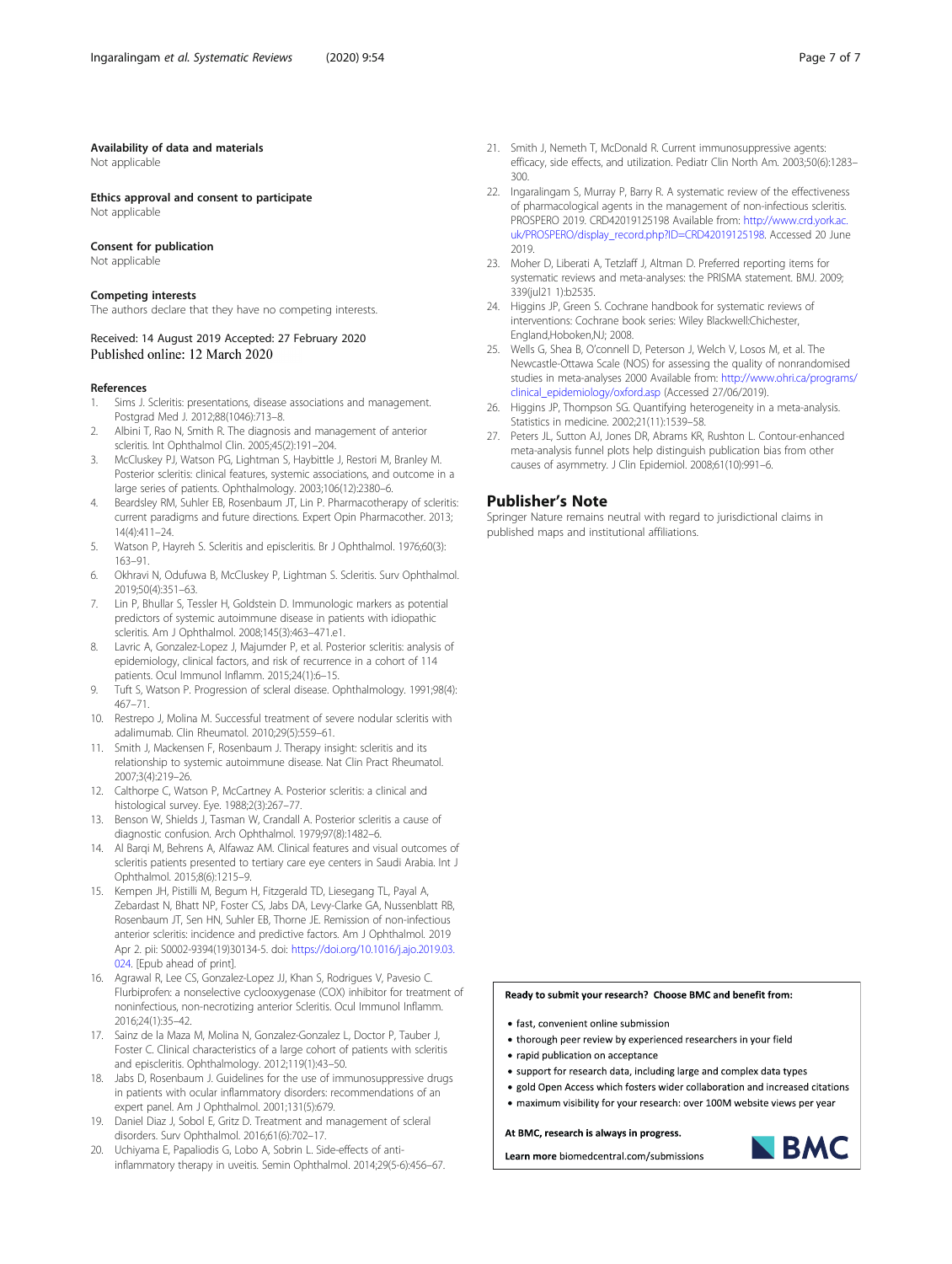### Availability of data and materials

Not applicable

### Ethics approval and consent to participate

Not applicable

### Consent for publication

Not applicable

### Competing interests

The authors declare that they have no competing interests.

Received: 14 August 2019 Accepted: 27 February 2020
Published online: 12 March 2020

### References

1. Sims J. Scleritis: presentations, disease associations and management. Postgrad Med J. 2012;88(1046):713–8.
2. Albini T, Rao N, Smith R. The diagnosis and management of anterior scleritis. Int Ophthalmol Clin. 2005;45(2):191–204.
3. McCluskey PJ, Watson PG, Lightman S, Haybittle J, Restori M, Branley M. Posterior scleritis: clinical features, systemic associations, and outcome in a large series of patients. Ophthalmology. 2003;106(12):2380–6.
4. Beardsley RM, Suhler EB, Rosenbaum JT, Lin P. Pharmacotherapy of scleritis: current paradigms and future directions. Expert Opin Pharmacother. 2013; 14(4):411–24.
5. Watson P, Hayreh S. Scleritis and episcleritis. Br J Ophthalmol. 1976;60(3): 163–91.
6. Okhravi N, Odufuwa B, McCluskey P, Lightman S. Scleritis. Surv Ophthalmol. 2019;50(4):351–63.
7. Lin P, Bhullar S, Tessler H, Goldstein D. Immunologic markers as potential predictors of systemic autoimmune disease in patients with idiopathic scleritis. Am J Ophthalmol. 2008;145(3):463–471.e1.
8. Lavric A, Gonzalez-Lopez J, Majumder P, et al. Posterior scleritis: analysis of epidemiology, clinical factors, and risk of recurrence in a cohort of 114 patients. Ocul Immunol Inflamm. 2015;24(1):6–15.
9. Tuft S, Watson P. Progression of scleral disease. Ophthalmology. 1991;98(4): 467–71.
10. Restrepo J, Molina M. Successful treatment of severe nodular scleritis with adalimumab. Clin Rheumatol. 2010;29(5):559–61.
11. Smith J, Mackensen F, Rosenbaum J. Therapy insight: scleritis and its relationship to systemic autoimmune disease. Nat Clin Pract Rheumatol. 2007;3(4):219–26.
12. Calthorpe C, Watson P, McCartney A. Posterior scleritis: a clinical and histological survey. Eye. 1988;2(3):267–77.
13. Benson W, Shields J, Tasman W, Crandall A. Posterior scleritis a cause of diagnostic confusion. Arch Ophthalmol. 1979;97(8):1482–6.
14. Al Barqi M, Behrens A, Alfawaz AM. Clinical features and visual outcomes of scleritis patients presented to tertiary care eye centers in Saudi Arabia. Int J Ophthalmol. 2015;8(6):1215–9.
15. Kempen JH, Pistilli M, Begum H, Fitzgerald TD, Liesegang TL, Payal A, Zebardast N, Bhatt NP, Foster CS, Jabs DA, Levy-Clarke GA, Nussenblatt RB, Rosenbaum JT, Sen HN, Suhler EB, Thorne JE. Remission of non-infectious anterior scleritis: incidence and predictive factors. Am J Ophthalmol. 2019 Apr 2. pii: S0002-9394(19)30134-5. doi: https://doi.org/10.1016/j.ajo.2019.03.024. [Epub ahead of print].
16. Agrawal R, Lee CS, Gonzalez-Lopez JJ, Khan S, Rodrigues V, Pavesio C. Flurbiprofen: a nonselective cyclooxygenase (COX) inhibitor for treatment of noninfectious, non-necrotizing anterior Scleritis. Ocul Immunol Inflamm. 2016;24(1):35–42.
17. Sainz de la Maza M, Molina N, Gonzalez-Gonzalez L, Doctor P, Tauber J, Foster C. Clinical characteristics of a large cohort of patients with scleritis and episcleritis. Ophthalmology. 2012;119(1):43–50.
18. Jabs D, Rosenbaum J. Guidelines for the use of immunosuppressive drugs in patients with ocular inflammatory disorders: recommendations of an expert panel. Am J Ophthalmol. 2001;131(5):679.
19. Daniel Diaz J, Sobol E, Gritz D. Treatment and management of scleral disorders. Surv Ophthalmol. 2016;61(6):702–17.
20. Uchiyama E, Papaliodis G, Lobo A, Sobrin L. Side-effects of anti-inflammatory therapy in uveitis. Semin Ophthalmol. 2014;29(5-6):456–67.
21. Smith J, Nemeth T, McDonald R. Current immunosuppressive agents: efficacy, side effects, and utilization. Pediatr Clin North Am. 2003;50(6):1283–300.
22. Ingaralingam S, Murray P, Barry R. A systematic review of the effectiveness of pharmacological agents in the management of non-infectious scleritis. PROSPERO 2019. CRD42019125198 Available from: http://www.crd.york.ac.uk/PROSPERO/display_record.php?ID=CRD42019125198. Accessed 20 June 2019.
23. Moher D, Liberati A, Tetzlaff J, Altman D. Preferred reporting items for systematic reviews and meta-analyses: the PRISMA statement. BMJ. 2009; 339(jul21 1):b2535.
24. Higgins JP, Green S. Cochrane handbook for systematic reviews of interventions: Cochrane book series: Wiley Blackwell:Chichester, England,Hoboken,NJ; 2008.
25. Wells G, Shea B, O'connell D, Peterson J, Welch V, Losos M, et al. The Newcastle-Ottawa Scale (NOS) for assessing the quality of nonrandomised studies in meta-analyses 2000 Available from: http://www.ohri.ca/programs/clinical_epidemiology/oxford.asp (Accessed 27/06/2019).
26. Higgins JP, Thompson SG. Quantifying heterogeneity in a meta-analysis. Statistics in medicine. 2002;21(11):1539–58.
27. Peters JL, Sutton AJ, Jones DR, Abrams KR, Rushton L. Contour-enhanced meta-analysis funnel plots help distinguish publication bias from other causes of asymmetry. J Clin Epidemiol. 2008;61(10):991–6.

## Publisher's Note

Springer Nature remains neutral with regard to jurisdictional claims in published maps and institutional affiliations.

**Ready to submit your research? Choose BMC and benefit from:**

- fast, convenient online submission
- thorough peer review by experienced researchers in your field
- rapid publication on acceptance
- support for research data, including large and complex data types
- gold Open Access which fosters wider collaboration and increased citations
- maximum visibility for your research: over 100M website views per year

**At BMC, research is always in progress.**

**Learn more** biomedcentral.com/submissions

BMC